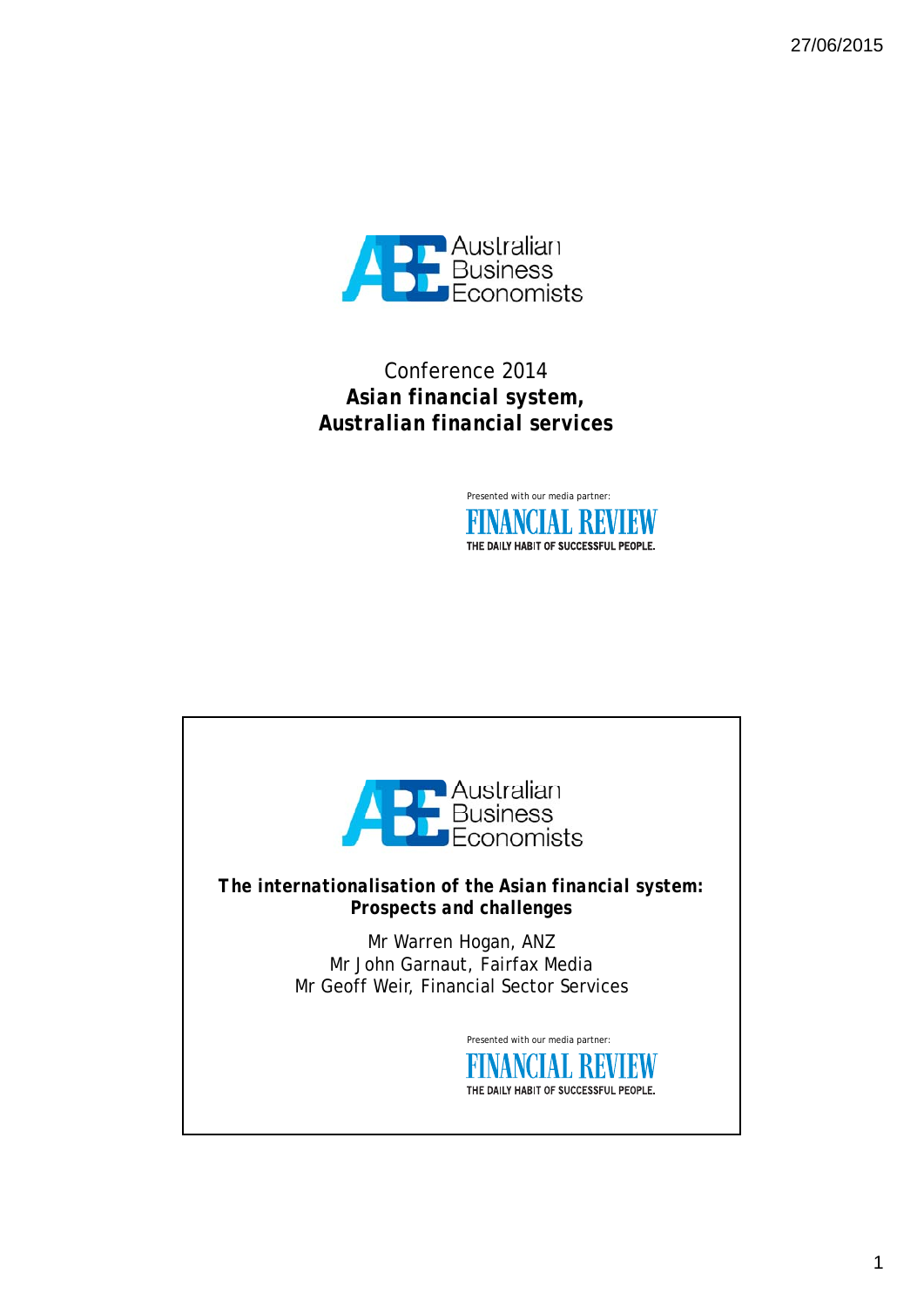Australian Business Economists

Conference 2014

**Asian financial system,**
**Australian financial services**

Presented with our media partner:
FINANCIAL REVIEW
THE DAILY HABIT OF SUCCESSFUL PEOPLE.

---

Australian Business Economists

***The internationalisation of the Asian financial system: Prospects and challenges***

Mr Warren Hogan, ANZ
Mr John Garnaut, Fairfax Media
Mr Geoff Weir, Financial Sector Services

Presented with our media partner:
FINANCIAL REVIEW
THE DAILY HABIT OF SUCCESSFUL PEOPLE.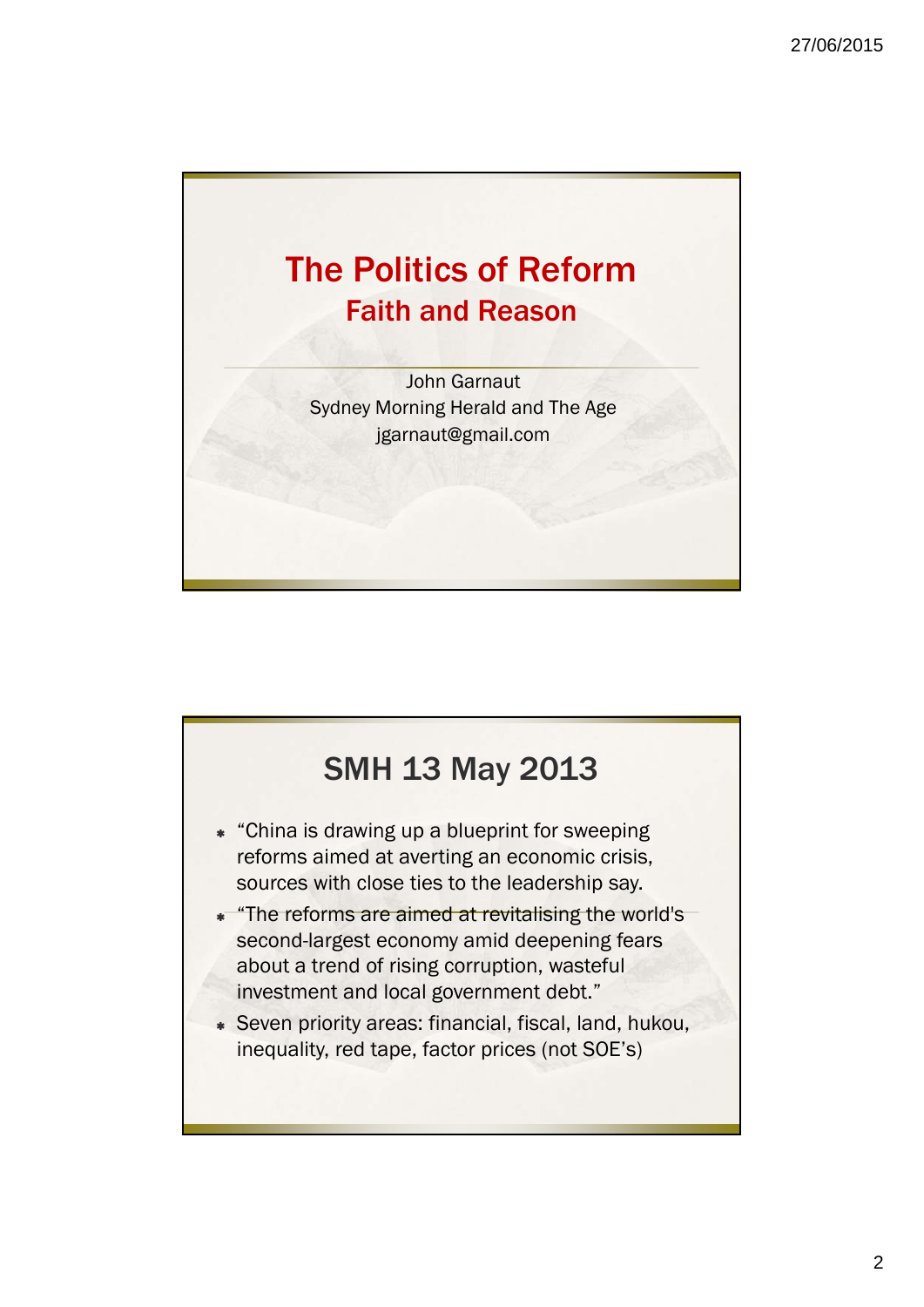# The Politics of Reform
## Faith and Reason

John Garnaut
Sydney Morning Herald and The Age
jgarnaut@gmail.com

## SMH 13 May 2013

- "China is drawing up a blueprint for sweeping reforms aimed at averting an economic crisis, sources with close ties to the leadership say.
- "The reforms are aimed at revitalising the world's second-largest economy amid deepening fears about a trend of rising corruption, wasteful investment and local government debt."
- Seven priority areas: financial, fiscal, land, hukou, inequality, red tape, factor prices (not SOE's)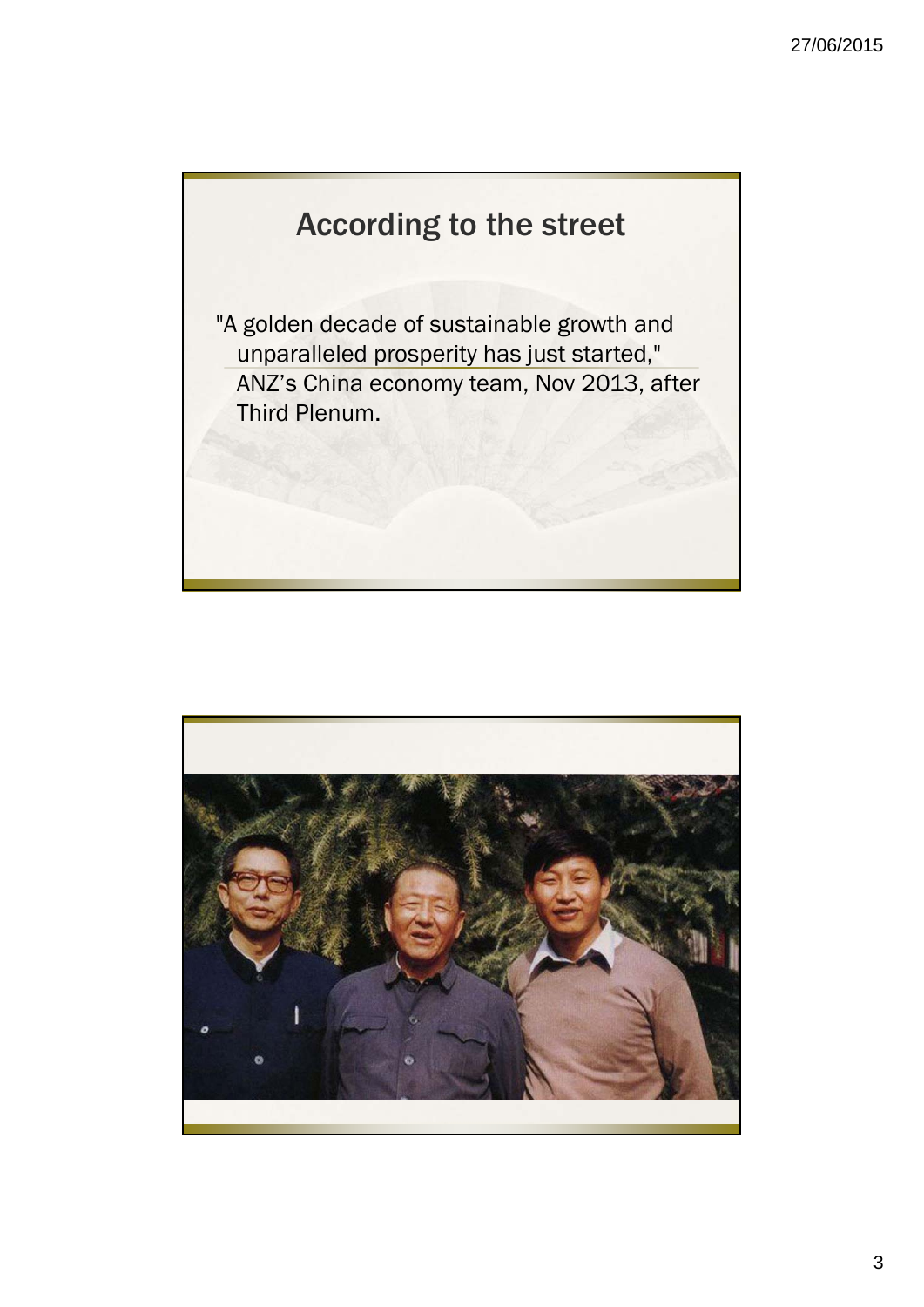## According to the street

"A golden decade of sustainable growth and unparalleled prosperity has just started," ANZ's China economy team, Nov 2013, after Third Plenum.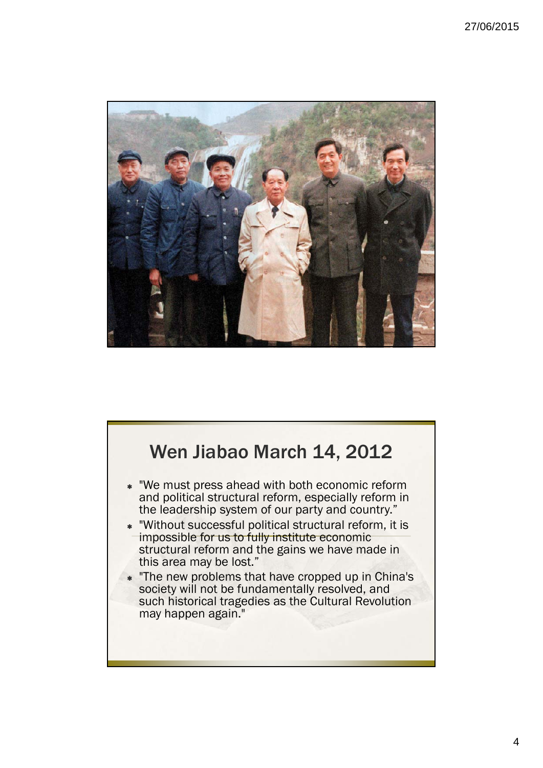# Wen Jiabao March 14, 2012

- "We must press ahead with both economic reform and political structural reform, especially reform in the leadership system of our party and country."
- "Without successful political structural reform, it is impossible for us to fully institute economic structural reform and the gains we have made in this area may be lost."
- "The new problems that have cropped up in China's society will not be fundamentally resolved, and such historical tragedies as the Cultural Revolution may happen again."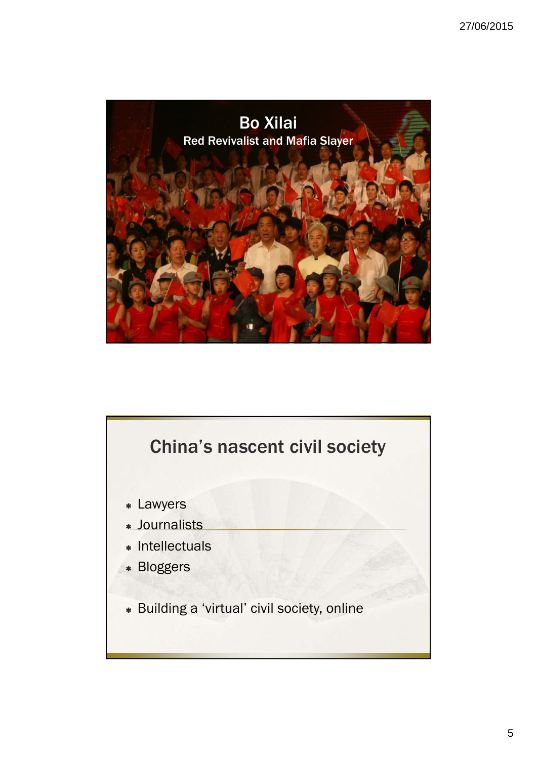## Bo Xilai

Red Revivalist and Mafia Slayer

## China's nascent civil society

- Lawyers
- Journalists
- Intellectuals
- Bloggers

- Building a 'virtual' civil society, online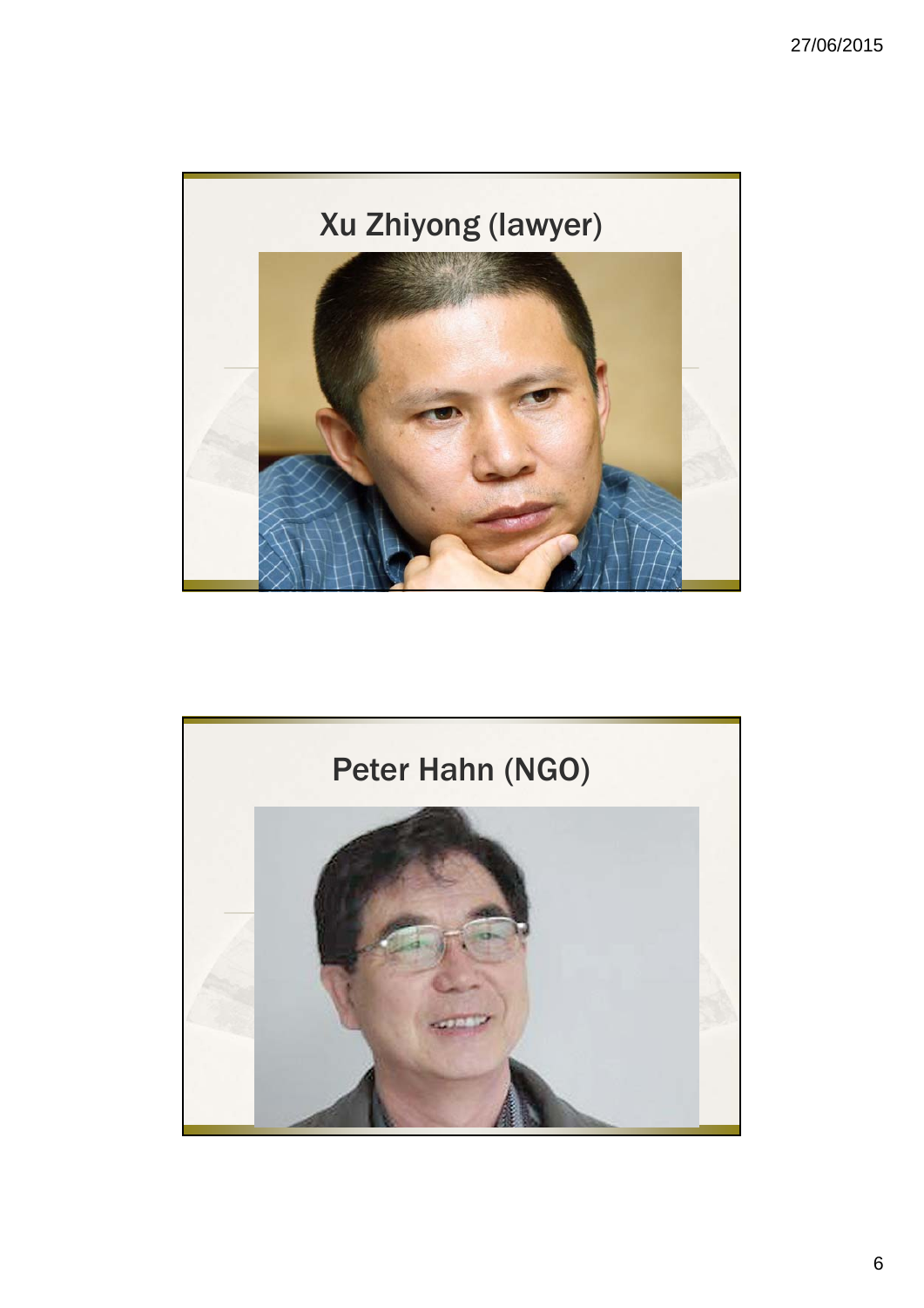## Xu Zhiyong (lawyer)

## Peter Hahn (NGO)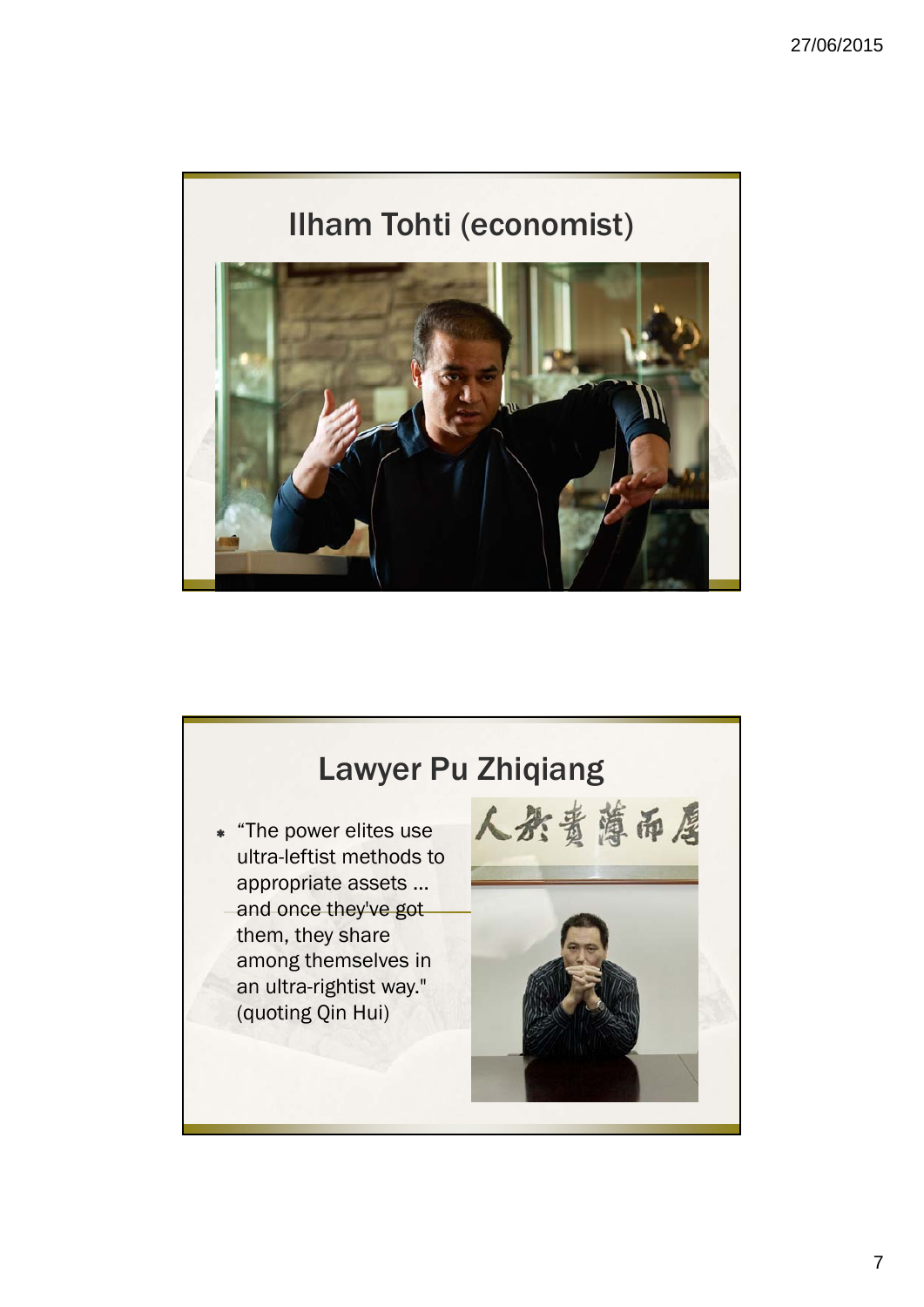## Ilham Tohti (economist)

## Lawyer Pu Zhiqiang

- "The power elites use ultra-leftist methods to appropriate assets … and once they've got them, they share among themselves in an ultra-rightist way." (quoting Qin Hui)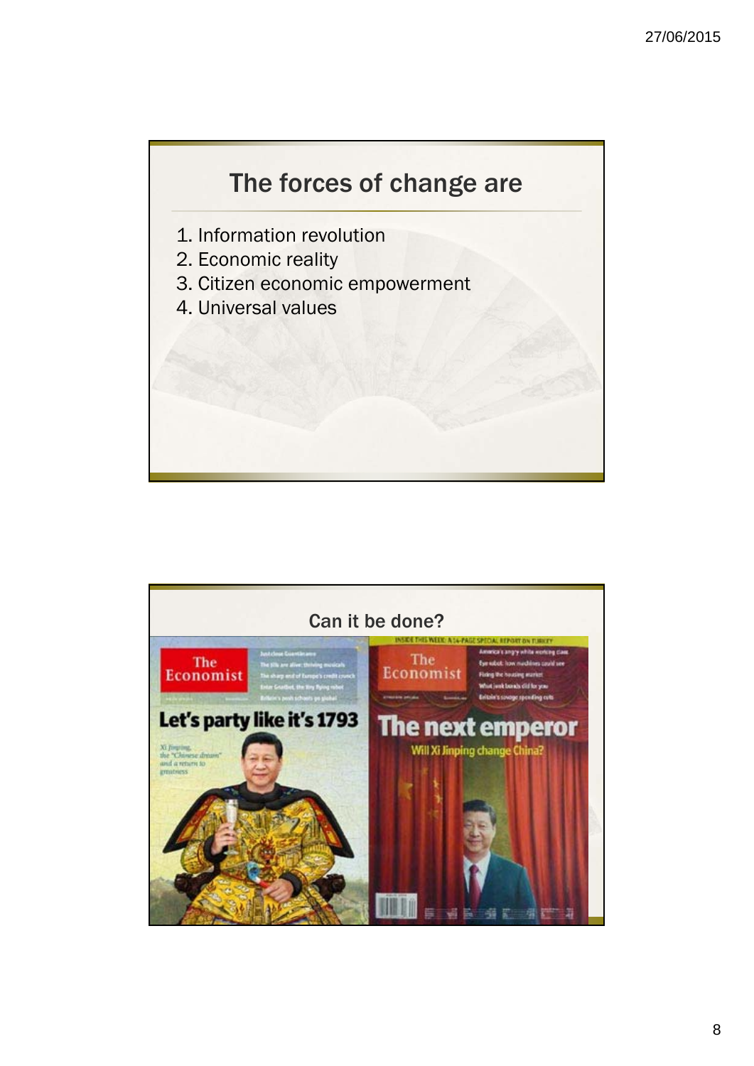## The forces of change are

1. Information revolution
2. Economic reality
3. Citizen economic empowerment
4. Universal values

## Can it be done?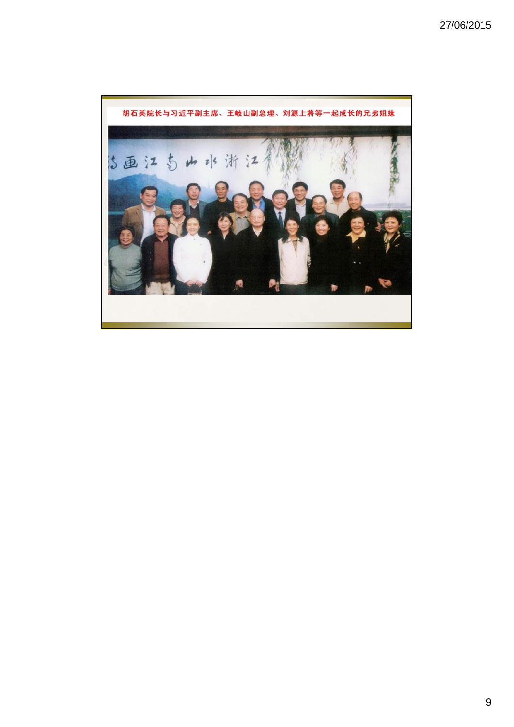胡石英院长与习近平副主席、王岐山副总理、刘源上将等一起成长的兄弟姐妹